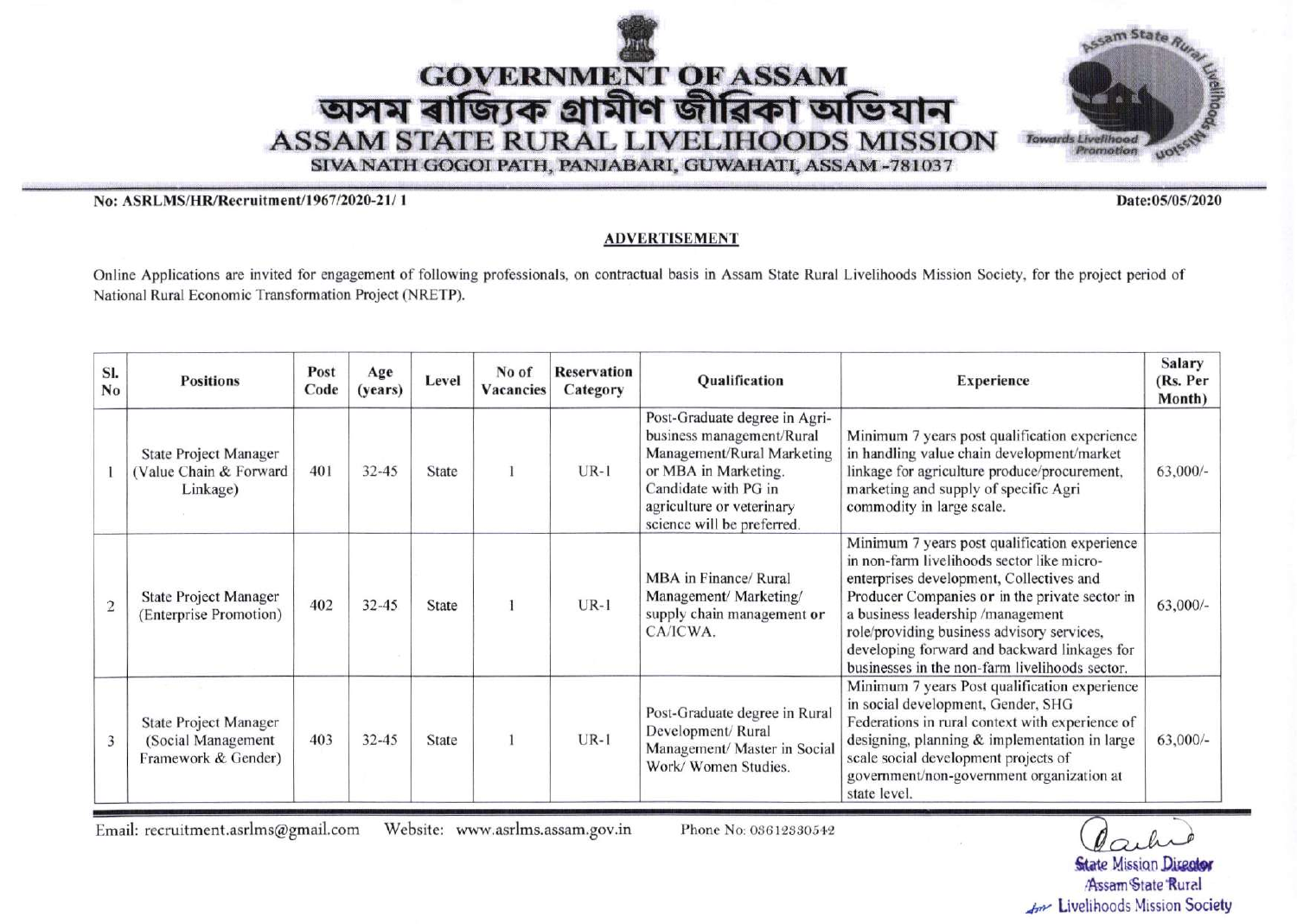# GOVERNMENT OF ASSAM

# অসম ৰাজ্যিক গ্ৰামীণ জীৱিকা অভিযান

# ASSAM STATE RURAL LIVELIHOODS MISSION

SIVA NATH GOGOI PATH, PANJABARI, GUWAHATI, ASSAM -781037

**No: ASRLMS/HR/Recruitment/1967/2020-21/ 1**

**Date:05/05/2020**

## ADVERTISEMENT

Online Applications are invited for engagement of following professionals, on contractual basis in Assam State Rural Livelihoods Mission Society, for the project period of National Rural Economic Transformation Project (NRETP).

| Sl. No | Positions | Post Code | Age (years) | Level | No of Vacancies | Reservation Category | Qualification | Experience | Salary (Rs. Per Month) |
|---|---|---|---|---|---|---|---|---|---|
| 1 | State Project Manager (Value Chain & Forward Linkage) | 401 | 32-45 | State | 1 | UR-1 | Post-Graduate degree in Agri-business management/Rural Management/Rural Marketing or MBA in Marketing. Candidate with PG in agriculture or veterinary science will be preferred. | Minimum 7 years post qualification experience in handling value chain development/market linkage for agriculture produce/procurement, marketing and supply of specific Agri commodity in large scale. | 63,000/- |
| 2 | State Project Manager (Enterprise Promotion) | 402 | 32-45 | State | 1 | UR-1 | MBA in Finance/ Rural Management/ Marketing/ supply chain management or CA/ICWA. | Minimum 7 years post qualification experience in non-farm livelihoods sector like micro-enterprises development, Collectives and Producer Companies or in the private sector in a business leadership /management role/providing business advisory services, developing forward and backward linkages for businesses in the non-farm livelihoods sector. | 63,000/- |
| 3 | State Project Manager (Social Management Framework & Gender) | 403 | 32-45 | State | 1 | UR-1 | Post-Graduate degree in Rural Development/ Rural Management/ Master in Social Work/ Women Studies. | Minimum 7 years Post qualification experience in social development, Gender, SHG Federations in rural context with experience of designing, planning & implementation in large scale social development projects of government/non-government organization at state level. | 63,000/- |

Email: recruitment.asrlms@gmail.com Website: www.asrlms.assam.gov.in Phone No: 03612330542

State Mission Director
Assam State Rural
Livelihoods Mission Society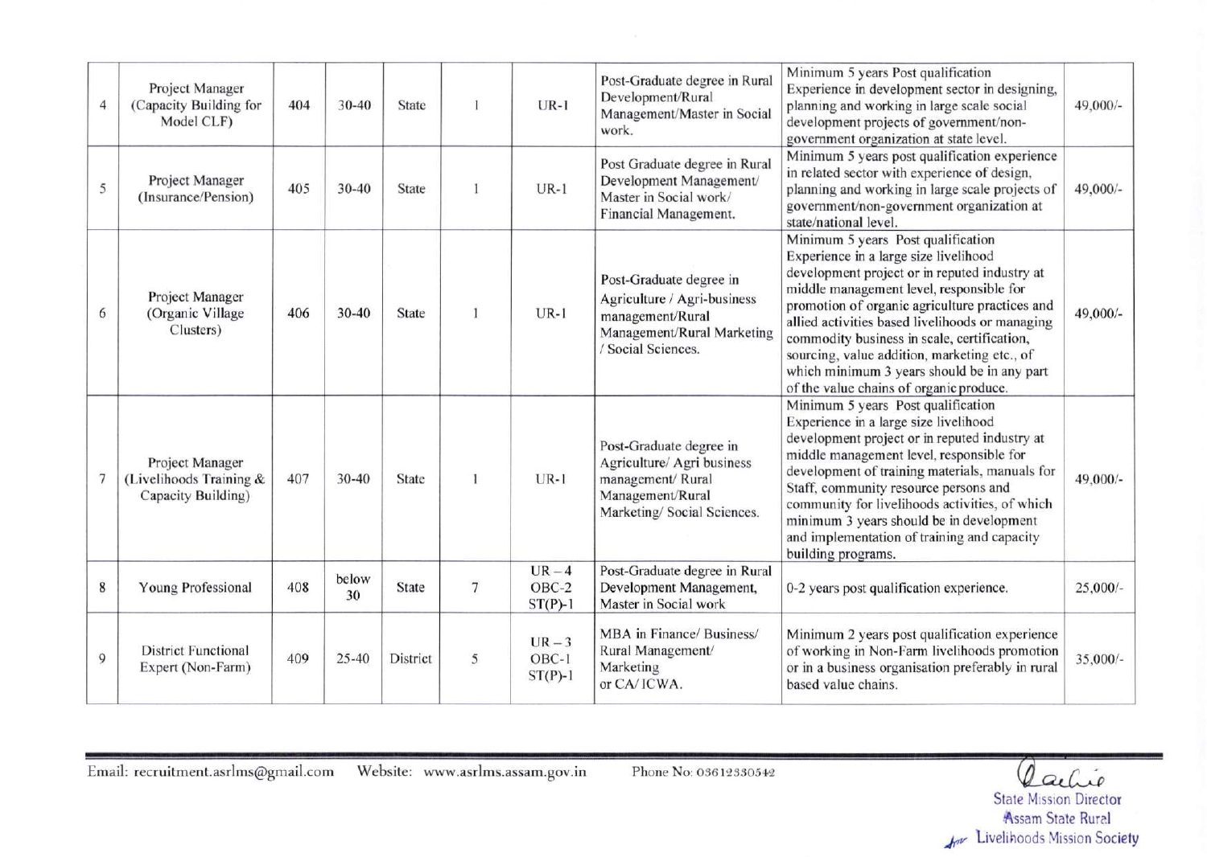| 4 | Project Manager (Capacity Building for Model CLF) | 404 | 30-40 | State | 1 | UR-1 | Post-Graduate degree in Rural Development/Rural Management/Master in Social work. | Minimum 5 years Post qualification Experience in development sector in designing, planning and working in large scale social development projects of government/non-government organization at state level. | 49,000/- |
|---|---|---|---|---|---|---|---|---|---|
| 5 | Project Manager (Insurance/Pension) | 405 | 30-40 | State | 1 | UR-1 | Post Graduate degree in Rural Development Management/ Master in Social work/ Financial Management. | Minimum 5 years post qualification experience in related sector with experience of design, planning and working in large scale projects of government/non-government organization at state/national level. | 49,000/- |
| 6 | Project Manager (Organic Village Clusters) | 406 | 30-40 | State | 1 | UR-1 | Post-Graduate degree in Agriculture / Agri-business management/Rural Management/Rural Marketing / Social Sciences. | Minimum 5 years Post qualification Experience in a large size livelihood development project or in reputed industry at middle management level, responsible for promotion of organic agriculture practices and allied activities based livelihoods or managing commodity business in scale, certification, sourcing, value addition, marketing etc., of which minimum 3 years should be in any part of the value chains of organic produce. | 49,000/- |
| 7 | Project Manager (Livelihoods Training & Capacity Building) | 407 | 30-40 | State | 1 | UR-1 | Post-Graduate degree in Agriculture/ Agri business management/ Rural Management/Rural Marketing/ Social Sciences. | Minimum 5 years Post qualification Experience in a large size livelihood development project or in reputed industry at middle management level, responsible for development of training materials, manuals for Staff, community resource persons and community for livelihoods activities, of which minimum 3 years should be in development and implementation of training and capacity building programs. | 49,000/- |
| 8 | Young Professional | 408 | below 30 | State | 7 | UR – 4 OBC-2 ST(P)-1 | Post-Graduate degree in Rural Development Management, Master in Social work | 0-2 years post qualification experience. | 25,000/- |
| 9 | District Functional Expert (Non-Farm) | 409 | 25-40 | District | 5 | UR – 3 OBC-1 ST(P)-1 | MBA in Finance/ Business/ Rural Management/ Marketing or CA/ ICWA. | Minimum 2 years post qualification experience of working in Non-Farm livelihoods promotion or in a business organisation preferably in rural based value chains. | 35,000/- |

Email: recruitment.asrlms@gmail.com Website: www.asrlms.assam.gov.in Phone No: 03612330542

State Mission Director
Assam State Rural Livelihoods Mission Society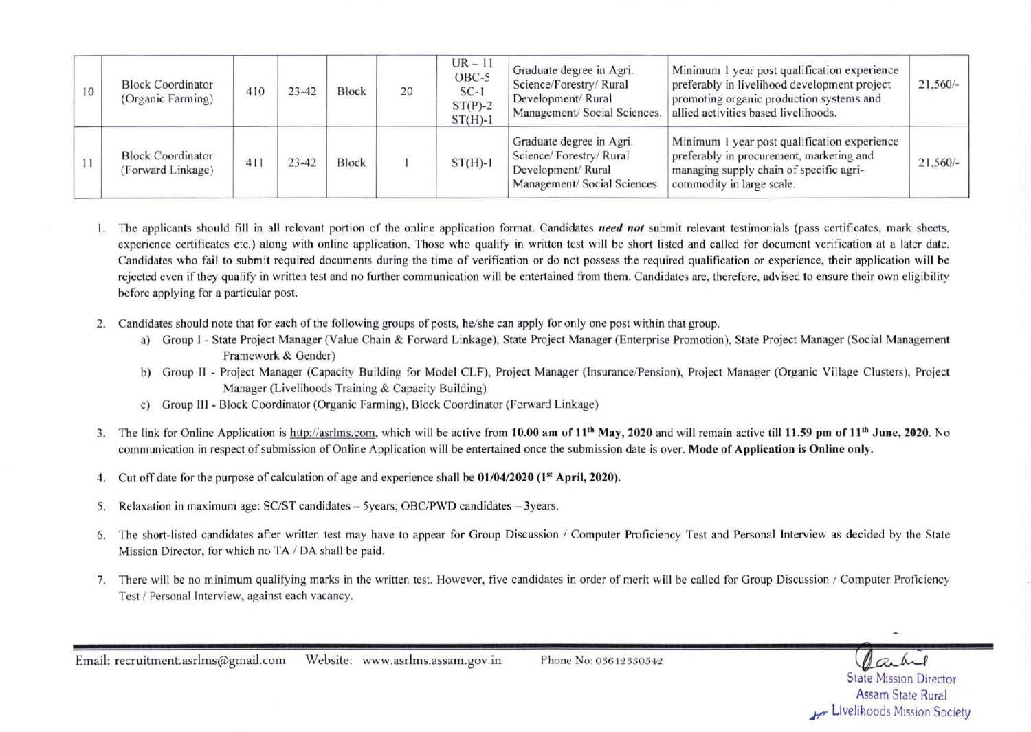| 10 | Block Coordinator (Organic Farming) | 410 | 23-42 | Block | 20 | UR – 11<br>OBC-5<br>SC-1<br>ST(P)-2<br>ST(H)-1 | Graduate degree in Agri. Science/Forestry/ Rural Development/ Rural Management/ Social Sciences. | Minimum 1 year post qualification experience preferably in livelihood development project promoting organic production systems and allied activities based livelihoods. | 21,560/- |
|---|---|---|---|---|---|---|---|---|---|
| 11 | Block Coordinator (Forward Linkage) | 411 | 23-42 | Block | 1 | ST(H)-1 | Graduate degree in Agri. Science/ Forestry/ Rural Development/ Rural Management/ Social Sciences | Minimum 1 year post qualification experience preferably in procurement, marketing and managing supply chain of specific agri-commodity in large scale. | 21,560/- |

1. The applicants should fill in all relevant portion of the online application format. Candidates ***need not*** submit relevant testimonials (pass certificates, mark sheets, experience certificates etc.) along with online application. Those who qualify in written test will be short listed and called for document verification at a later date. Candidates who fail to submit required documents during the time of verification or do not possess the required qualification or experience, their application will be rejected even if they qualify in written test and no further communication will be entertained from them. Candidates are, therefore, advised to ensure their own eligibility before applying for a particular post.

2. Candidates should note that for each of the following groups of posts, he/she can apply for only one post within that group.
   a) Group I - State Project Manager (Value Chain & Forward Linkage), State Project Manager (Enterprise Promotion), State Project Manager (Social Management Framework & Gender)
   b) Group II - Project Manager (Capacity Building for Model CLF), Project Manager (Insurance/Pension), Project Manager (Organic Village Clusters), Project Manager (Livelihoods Training & Capacity Building)
   c) Group III - Block Coordinator (Organic Farming), Block Coordinator (Forward Linkage)

3. The link for Online Application is http://asrlms.com, which will be active from **10.00 am of 11th May, 2020** and will remain active till **11.59 pm of 11th June, 2020**. No communication in respect of submission of Online Application will be entertained once the submission date is over. **Mode of Application is Online only.**

4. Cut off date for the purpose of calculation of age and experience shall be **01/04/2020 (1st April, 2020).**

5. Relaxation in maximum age: SC/ST candidates – 5years; OBC/PWD candidates – 3years.

6. The short-listed candidates after written test may have to appear for Group Discussion / Computer Proficiency Test and Personal Interview as decided by the State Mission Director, for which no TA / DA shall be paid.

7. There will be no minimum qualifying marks in the written test. However, five candidates in order of merit will be called for Group Discussion / Computer Proficiency Test / Personal Interview, against each vacancy.

State Mission Director
Assam State Rural
Livelihoods Mission Society

Email: recruitment.asrlms@gmail.com Website: www.asrlms.assam.gov.in Phone No: 03612330542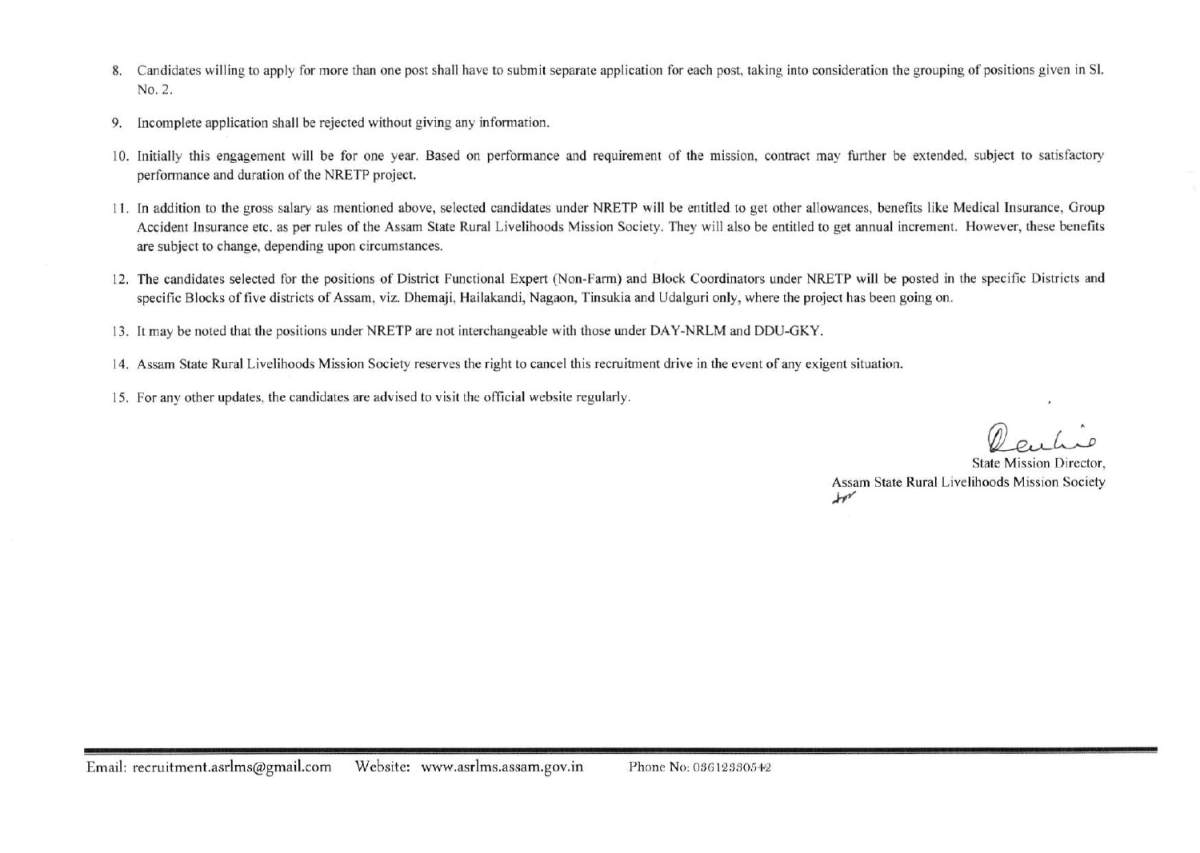8. Candidates willing to apply for more than one post shall have to submit separate application for each post, taking into consideration the grouping of positions given in Sl. No. 2.

9. Incomplete application shall be rejected without giving any information.

10. Initially this engagement will be for one year. Based on performance and requirement of the mission, contract may further be extended, subject to satisfactory performance and duration of the NRETP project.

11. In addition to the gross salary as mentioned above, selected candidates under NRETP will be entitled to get other allowances, benefits like Medical Insurance, Group Accident Insurance etc. as per rules of the Assam State Rural Livelihoods Mission Society. They will also be entitled to get annual increment. However, these benefits are subject to change, depending upon circumstances.

12. The candidates selected for the positions of District Functional Expert (Non-Farm) and Block Coordinators under NRETP will be posted in the specific Districts and specific Blocks of five districts of Assam, viz. Dhemaji, Hailakandi, Nagaon, Tinsukia and Udalguri only, where the project has been going on.

13. It may be noted that the positions under NRETP are not interchangeable with those under DAY-NRLM and DDU-GKY.

14. Assam State Rural Livelihoods Mission Society reserves the right to cancel this recruitment drive in the event of any exigent situation.

15. For any other updates, the candidates are advised to visit the official website regularly.

State Mission Director,
Assam State Rural Livelihoods Mission Society

Email: recruitment.asrlms@gmail.com Website: www.asrlms.assam.gov.in Phone No: 03612330542